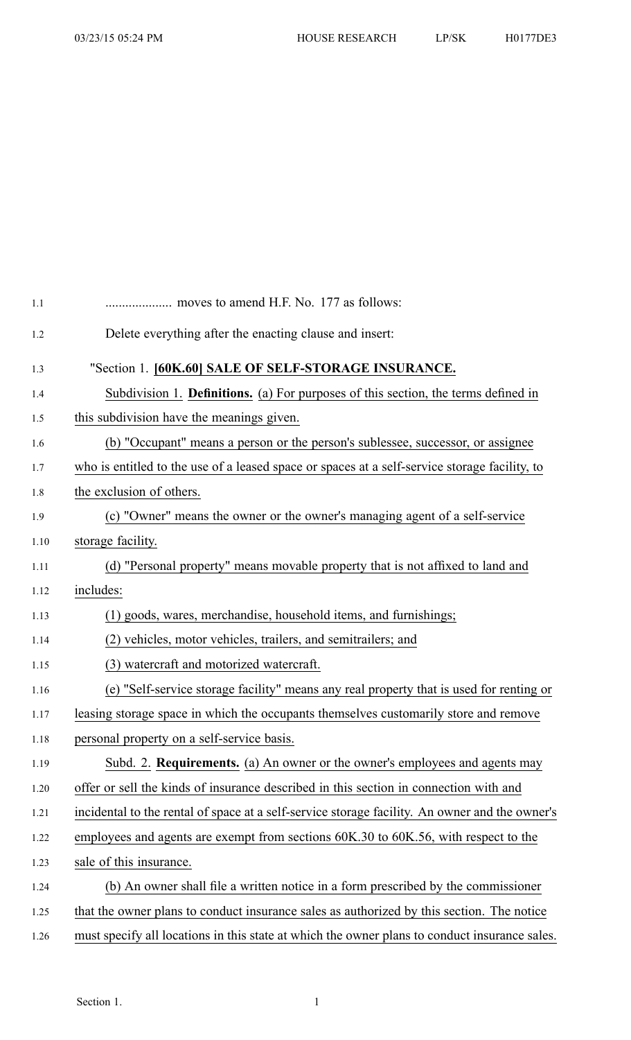.................... moves to amend H.F. No. 177 as follows:

Delete everything after the enacting clause and insert:

"Section 1. **[60K.60] SALE OF SELF-STORAGE INSURANCE.**

Subdivision 1. **Definitions.** (a) For purposes of this section, the terms defined in this subdivision have the meanings given.

(b) "Occupant" means a person or the person's sublessee, successor, or assignee who is entitled to the use of a leased space or spaces at a self-service storage facility, to the exclusion of others.

(c) "Owner" means the owner or the owner's managing agent of a self-service storage facility.

(d) "Personal property" means movable property that is not affixed to land and includes:

(1) goods, wares, merchandise, household items, and furnishings;

(2) vehicles, motor vehicles, trailers, and semitrailers; and

(3) watercraft and motorized watercraft.

(e) "Self-service storage facility" means any real property that is used for renting or leasing storage space in which the occupants themselves customarily store and remove personal property on a self-service basis.

Subd. 2. **Requirements.** (a) An owner or the owner's employees and agents may offer or sell the kinds of insurance described in this section in connection with and incidental to the rental of space at a self-service storage facility. An owner and the owner's employees and agents are exempt from sections 60K.30 to 60K.56, with respect to the sale of this insurance.

(b) An owner shall file a written notice in a form prescribed by the commissioner that the owner plans to conduct insurance sales as authorized by this section. The notice must specify all locations in this state at which the owner plans to conduct insurance sales.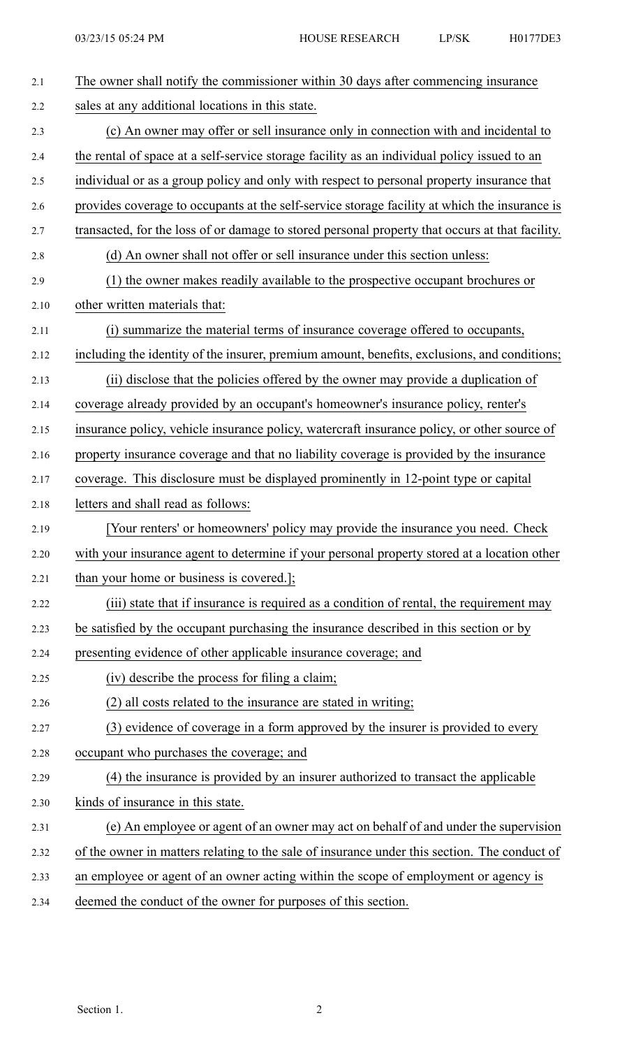The owner shall notify the commissioner within 30 days after commencing insurance sales at any additional locations in this state.

(c) An owner may offer or sell insurance only in connection with and incidental to the rental of space at a self-service storage facility as an individual policy issued to an individual or as a group policy and only with respect to personal property insurance that provides coverage to occupants at the self-service storage facility at which the insurance is transacted, for the loss of or damage to stored personal property that occurs at that facility.

(d) An owner shall not offer or sell insurance under this section unless:

(1) the owner makes readily available to the prospective occupant brochures or other written materials that:

(i) summarize the material terms of insurance coverage offered to occupants, including the identity of the insurer, premium amount, benefits, exclusions, and conditions;

(ii) disclose that the policies offered by the owner may provide a duplication of coverage already provided by an occupant's homeowner's insurance policy, renter's insurance policy, vehicle insurance policy, watercraft insurance policy, or other source of property insurance coverage and that no liability coverage is provided by the insurance coverage. This disclosure must be displayed prominently in 12-point type or capital letters and shall read as follows:

[Your renters' or homeowners' policy may provide the insurance you need. Check with your insurance agent to determine if your personal property stored at a location other than your home or business is covered.];

(iii) state that if insurance is required as a condition of rental, the requirement may be satisfied by the occupant purchasing the insurance described in this section or by presenting evidence of other applicable insurance coverage; and

(iv) describe the process for filing a claim;

(2) all costs related to the insurance are stated in writing;

(3) evidence of coverage in a form approved by the insurer is provided to every occupant who purchases the coverage; and

(4) the insurance is provided by an insurer authorized to transact the applicable kinds of insurance in this state.

(e) An employee or agent of an owner may act on behalf of and under the supervision of the owner in matters relating to the sale of insurance under this section. The conduct of an employee or agent of an owner acting within the scope of employment or agency is deemed the conduct of the owner for purposes of this section.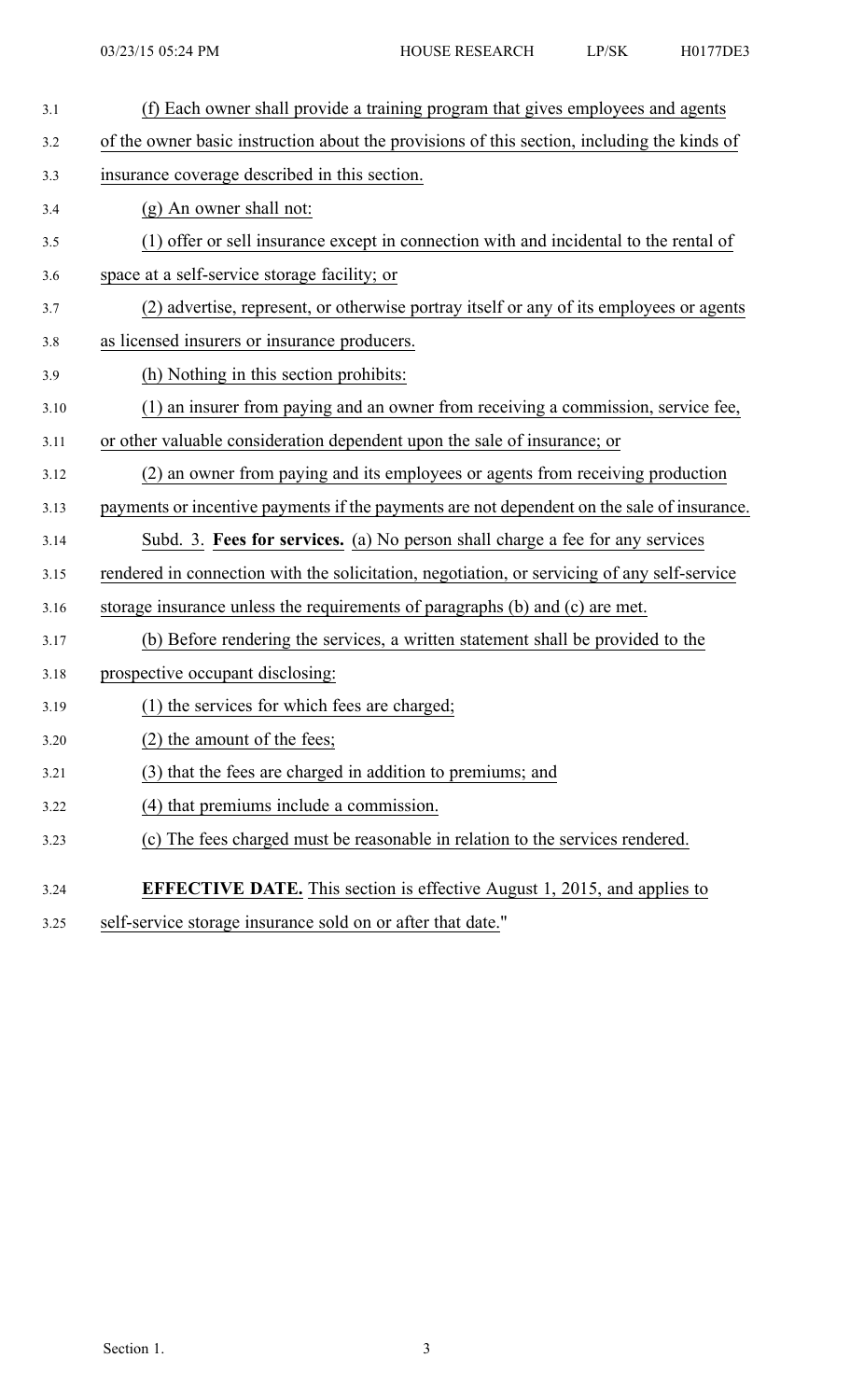(f) Each owner shall provide a training program that gives employees and agents of the owner basic instruction about the provisions of this section, including the kinds of insurance coverage described in this section.

(g) An owner shall not:

(1) offer or sell insurance except in connection with and incidental to the rental of space at a self-service storage facility; or

(2) advertise, represent, or otherwise portray itself or any of its employees or agents as licensed insurers or insurance producers.

(h) Nothing in this section prohibits:

(1) an insurer from paying and an owner from receiving a commission, service fee, or other valuable consideration dependent upon the sale of insurance; or

(2) an owner from paying and its employees or agents from receiving production payments or incentive payments if the payments are not dependent on the sale of insurance.

Subd. 3. **Fees for services.** (a) No person shall charge a fee for any services rendered in connection with the solicitation, negotiation, or servicing of any self-service storage insurance unless the requirements of paragraphs (b) and (c) are met.

(b) Before rendering the services, a written statement shall be provided to the prospective occupant disclosing:

(1) the services for which fees are charged;

(2) the amount of the fees;

(3) that the fees are charged in addition to premiums; and

(4) that premiums include a commission.

(c) The fees charged must be reasonable in relation to the services rendered.

**EFFECTIVE DATE.** This section is effective August 1, 2015, and applies to self-service storage insurance sold on or after that date."